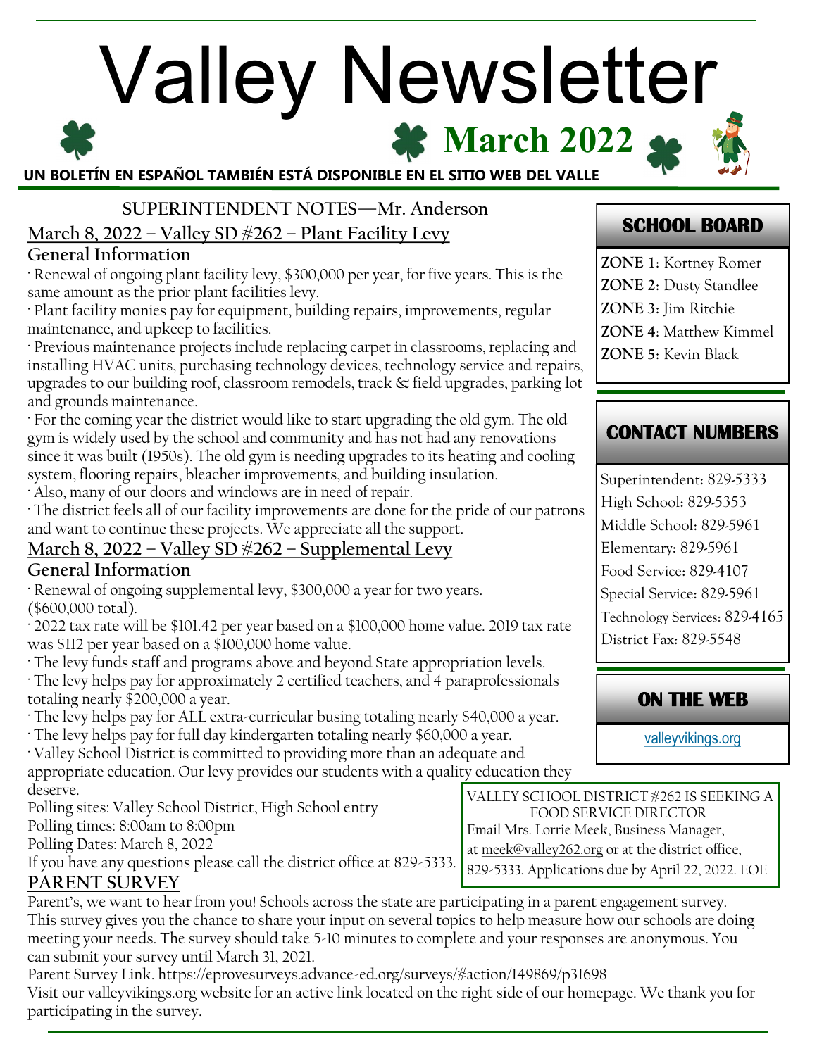# Valley Newsletter

## March 2022

**UN BOLETÍN EN ESPAÑOL TAMBIÉN ESTÁ DISPONIBLE EN EL SITIO WEB DEL VALLE**

## SUPERINTENDENT NOTES—Mr. Anderson

### March 8, 2022 – Valley SD #262 – Plant Facility Levy

**General Information**

· Renewal of ongoing plant facility levy, $300,000 per year, for five years. This is the same amount as the prior plant facilities levy.

· Plant facility monies pay for equipment, building repairs, improvements, regular maintenance, and upkeep to facilities.

· Previous maintenance projects include replacing carpet in classrooms, replacing and installing HVAC units, purchasing technology devices, technology service and repairs, upgrades to our building roof, classroom remodels, track & field upgrades, parking lot and grounds maintenance.

· For the coming year the district would like to start upgrading the old gym. The old gym is widely used by the school and community and has not had any renovations since it was built (1950s). The old gym is needing upgrades to its heating and cooling system, flooring repairs, bleacher improvements, and building insulation.

· Also, many of our doors and windows are in need of repair.

· The district feels all of our facility improvements are done for the pride of our patrons and want to continue these projects. We appreciate all the support.

### March 8, 2022 – Valley SD #262 – Supplemental Levy

**General Information**

· Renewal of ongoing supplemental levy, $300,000 a year for two years. ($600,000 total).

· 2022 tax rate will be $101.42 per year based on a $100,000 home value. 2019 tax rate was $112 per year based on a $100,000 home value.

· The levy funds staff and programs above and beyond State appropriation levels.

· The levy helps pay for approximately 2 certified teachers, and 4 paraprofessionals totaling nearly $200,000 a year.

· The levy helps pay for ALL extra-curricular busing totaling nearly $40,000 a year.

· The levy helps pay for full day kindergarten totaling nearly $60,000 a year.

· Valley School District is committed to providing more than an adequate and appropriate education. Our levy provides our students with a quality education they deserve.

Polling sites: Valley School District, High School entry

Polling times: 8:00am to 8:00pm

Polling Dates: March 8, 2022

If you have any questions please call the district office at 829-5333.

### PARENT SURVEY

Parent's, we want to hear from you! Schools across the state are participating in a parent engagement survey. This survey gives you the chance to share your input on several topics to help measure how our schools are doing meeting your needs. The survey should take 5-10 minutes to complete and your responses are anonymous. You can submit your survey until March 31, 2021.

Parent Survey Link. https://eprovesurveys.advance-ed.org/surveys/#action/149869/p31698

Visit our valleyvikings.org website for an active link located on the right side of our homepage. We thank you for participating in the survey.

---

VALLEY SCHOOL DISTRICT #262 IS SEEKING A FOOD SERVICE DIRECTOR

Email Mrs. Lorrie Meek, Business Manager, at meek@valley262.org or at the district office, 829-5333. Applications due by April 22, 2022. EOE

---

## SCHOOL BOARD

**ZONE 1**: Kortney Romer
**ZONE 2**: Dusty Standlee
**ZONE 3**: Jim Ritchie
**ZONE 4**: Matthew Kimmel
**ZONE 5**: Kevin Black

## CONTACT NUMBERS

Superintendent: 829-5333
High School: 829-5353
Middle School: 829-5961
Elementary: 829-5961
Food Service: 829-4107
Special Service: 829-5961
Technology Services: 829-4165
District Fax: 829-5548

## ON THE WEB

valleyvikings.org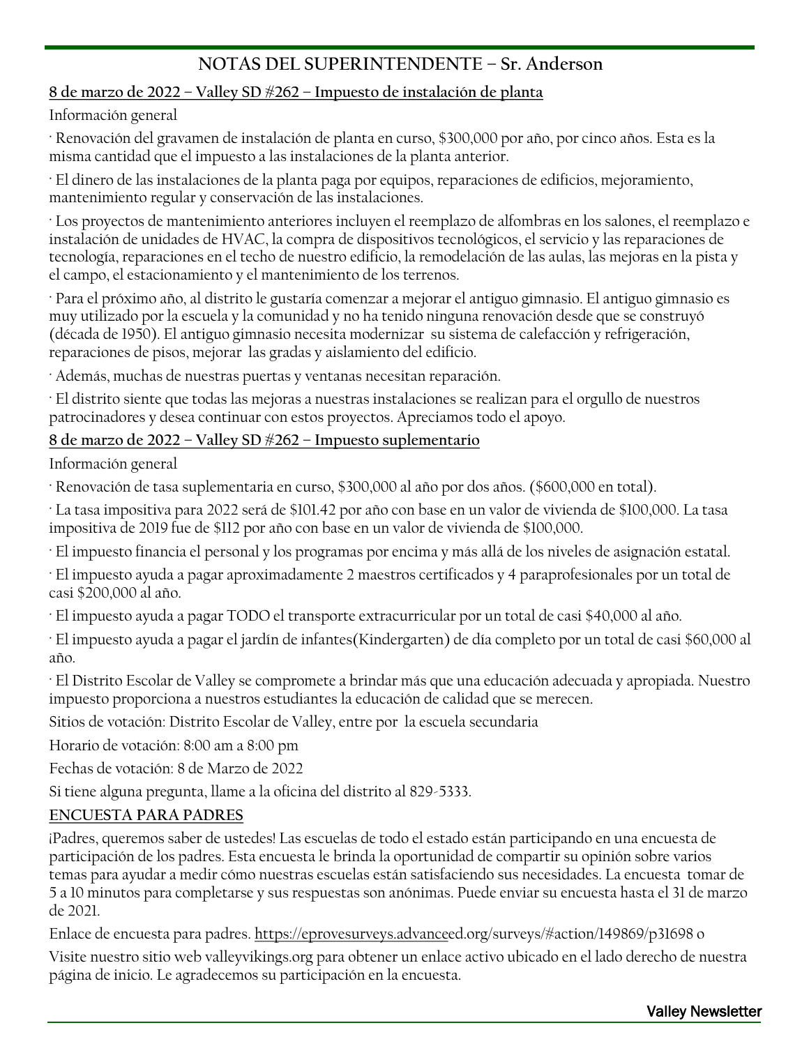## NOTAS DEL SUPERINTENDENTE – Sr. Anderson

**8 de marzo de 2022 – Valley SD #262 – Impuesto de instalación de planta**

Información general

· Renovación del gravamen de instalación de planta en curso, $300,000 por año, por cinco años. Esta es la misma cantidad que el impuesto a las instalaciones de la planta anterior.

· El dinero de las instalaciones de la planta paga por equipos, reparaciones de edificios, mejoramiento, mantenimiento regular y conservación de las instalaciones.

· Los proyectos de mantenimiento anteriores incluyen el reemplazo de alfombras en los salones, el reemplazo e instalación de unidades de HVAC, la compra de dispositivos tecnológicos, el servicio y las reparaciones de tecnología, reparaciones en el techo de nuestro edificio, la remodelación de las aulas, las mejoras en la pista y el campo, el estacionamiento y el mantenimiento de los terrenos.

· Para el próximo año, al distrito le gustaría comenzar a mejorar el antiguo gimnasio. El antiguo gimnasio es muy utilizado por la escuela y la comunidad y no ha tenido ninguna renovación desde que se construyó (década de 1950). El antiguo gimnasio necesita modernizar su sistema de calefacción y refrigeración, reparaciones de pisos, mejorar las gradas y aislamiento del edificio.

· Además, muchas de nuestras puertas y ventanas necesitan reparación.

· El distrito siente que todas las mejoras a nuestras instalaciones se realizan para el orgullo de nuestros patrocinadores y desea continuar con estos proyectos. Apreciamos todo el apoyo.

**8 de marzo de 2022 – Valley SD #262 – Impuesto suplementario**

Información general

· Renovación de tasa suplementaria en curso, $300,000 al año por dos años. ($600,000 en total).

· La tasa impositiva para 2022 será de $101.42 por año con base en un valor de vivienda de $100,000. La tasa impositiva de 2019 fue de $112 por año con base en un valor de vivienda de $100,000.

· El impuesto financia el personal y los programas por encima y más allá de los niveles de asignación estatal.

· El impuesto ayuda a pagar aproximadamente 2 maestros certificados y 4 paraprofesionales por un total de casi $200,000 al año.

· El impuesto ayuda a pagar TODO el transporte extracurricular por un total de casi $40,000 al año.

· El impuesto ayuda a pagar el jardín de infantes(Kindergarten) de día completo por un total de casi $60,000 al año.

· El Distrito Escolar de Valley se compromete a brindar más que una educación adecuada y apropiada. Nuestro impuesto proporciona a nuestros estudiantes la educación de calidad que se merecen.

Sitios de votación: Distrito Escolar de Valley, entre por la escuela secundaria

Horario de votación: 8:00 am a 8:00 pm

Fechas de votación: 8 de Marzo de 2022

Si tiene alguna pregunta, llame a la oficina del distrito al 829-5333.

**ENCUESTA PARA PADRES**

¡Padres, queremos saber de ustedes! Las escuelas de todo el estado están participando en una encuesta de participación de los padres. Esta encuesta le brinda la oportunidad de compartir su opinión sobre varios temas para ayudar a medir cómo nuestras escuelas están satisfaciendo sus necesidades. La encuesta tomar de 5 a 10 minutos para completarse y sus respuestas son anónimas. Puede enviar su encuesta hasta el 31 de marzo de 2021.

Enlace de encuesta para padres. https://eprovesurveys.advanceed.org/surveys/#action/149869/p31698 o

Visite nuestro sitio web valleyvikings.org para obtener un enlace activo ubicado en el lado derecho de nuestra página de inicio. Le agradecemos su participación en la encuesta.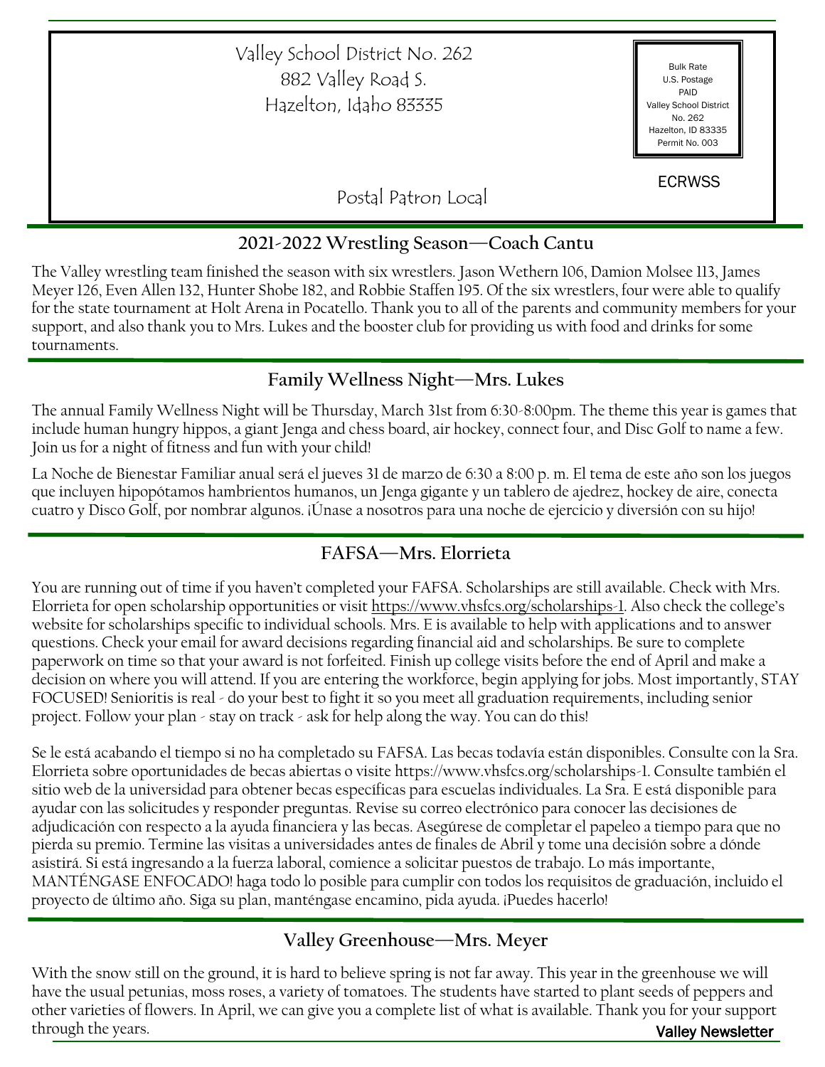Valley School District No. 262
882 Valley Road S.
Hazelton, Idaho 83335

Bulk Rate
U.S. Postage
PAID
Valley School District
No. 262
Hazelton, ID 83335
Permit No. 003

ECRWSS

Postal Patron Local

## 2021-2022 Wrestling Season—Coach Cantu

The Valley wrestling team finished the season with six wrestlers. Jason Wethern 106, Damion Molsee 113, James Meyer 126, Even Allen 132, Hunter Shobe 182, and Robbie Staffen 195. Of the six wrestlers, four were able to qualify for the state tournament at Holt Arena in Pocatello. Thank you to all of the parents and community members for your support, and also thank you to Mrs. Lukes and the booster club for providing us with food and drinks for some tournaments.

## Family Wellness Night—Mrs. Lukes

The annual Family Wellness Night will be Thursday, March 31st from 6:30-8:00pm. The theme this year is games that include human hungry hippos, a giant Jenga and chess board, air hockey, connect four, and Disc Golf to name a few. Join us for a night of fitness and fun with your child!

La Noche de Bienestar Familiar anual será el jueves 31 de marzo de 6:30 a 8:00 p. m. El tema de este año son los juegos que incluyen hipopótamos hambrientos humanos, un Jenga gigante y un tablero de ajedrez, hockey de aire, conecta cuatro y Disco Golf, por nombrar algunos. ¡Únase a nosotros para una noche de ejercicio y diversión con su hijo!

## FAFSA—Mrs. Elorrieta

You are running out of time if you haven't completed your FAFSA. Scholarships are still available. Check with Mrs. Elorrieta for open scholarship opportunities or visit https://www.vhsfcs.org/scholarships-1. Also check the college's website for scholarships specific to individual schools. Mrs. E is available to help with applications and to answer questions. Check your email for award decisions regarding financial aid and scholarships. Be sure to complete paperwork on time so that your award is not forfeited. Finish up college visits before the end of April and make a decision on where you will attend. If you are entering the workforce, begin applying for jobs. Most importantly, STAY FOCUSED! Senioritis is real - do your best to fight it so you meet all graduation requirements, including senior project. Follow your plan - stay on track - ask for help along the way. You can do this!

Se le está acabando el tiempo si no ha completado su FAFSA. Las becas todavía están disponibles. Consulte con la Sra. Elorrieta sobre oportunidades de becas abiertas o visite https://www.vhsfcs.org/scholarships-1. Consulte también el sitio web de la universidad para obtener becas específicas para escuelas individuales. La Sra. E está disponible para ayudar con las solicitudes y responder preguntas. Revise su correo electrónico para conocer las decisiones de adjudicación con respecto a la ayuda financiera y las becas. Asegúrese de completar el papeleo a tiempo para que no pierda su premio. Termine las visitas a universidades antes de finales de Abril y tome una decisión sobre a dónde asistirá. Si está ingresando a la fuerza laboral, comience a solicitar puestos de trabajo. Lo más importante, MANTÉNGASE ENFOCADO! haga todo lo posible para cumplir con todos los requisitos de graduación, incluido el proyecto de último año. Siga su plan, manténgase encaminado, pida ayuda. ¡Puedes hacerlo!

## Valley Greenhouse—Mrs. Meyer

With the snow still on the ground, it is hard to believe spring is not far away. This year in the greenhouse we will have the usual petunias, moss roses, a variety of tomatoes. The students have started to plant seeds of peppers and other varieties of flowers. In April, we can give you a complete list of what is available. Thank you for your support through the years.